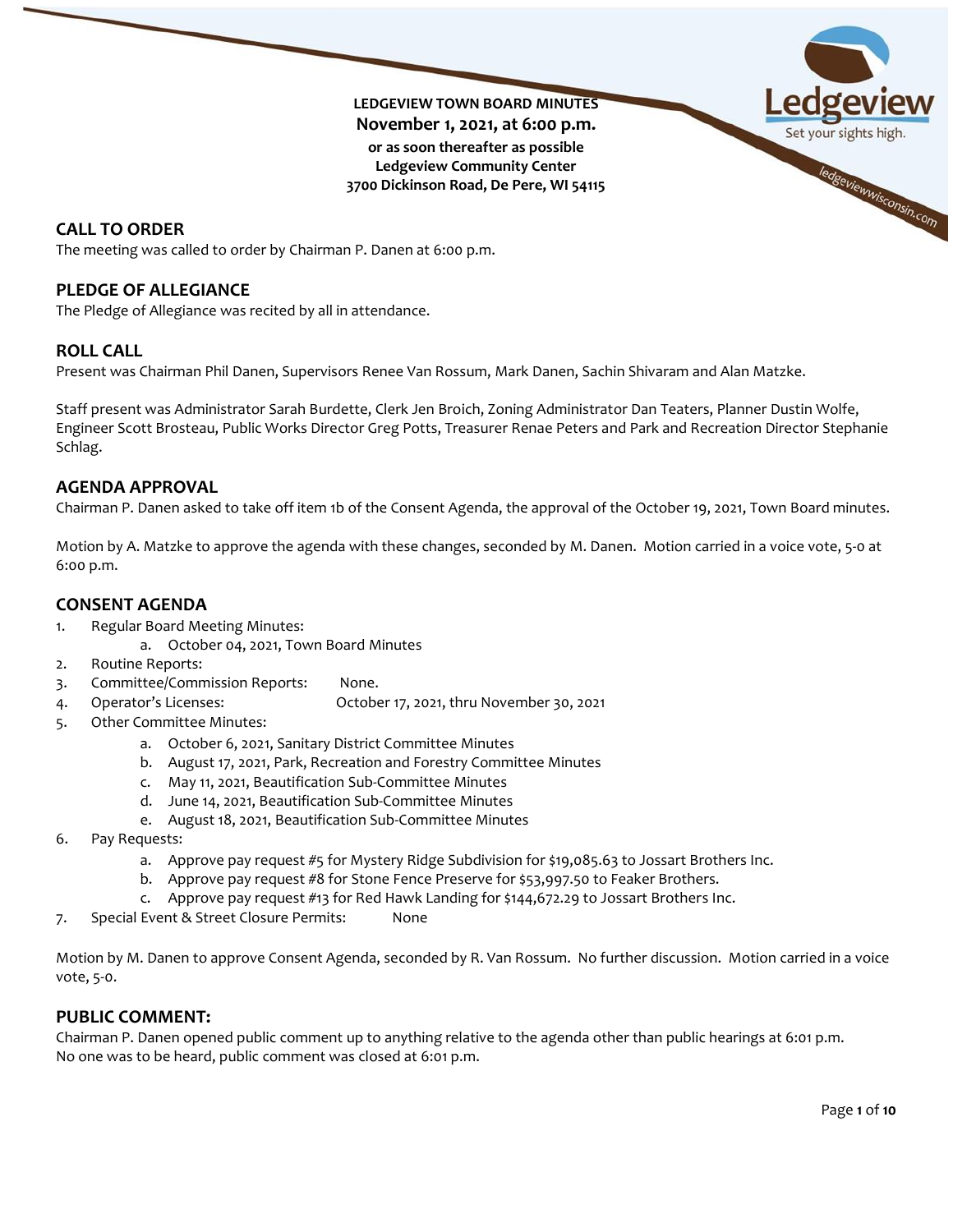LEDGEVIEW TOWN BOARD MINUTES

**November 1, 2021, at 6:00 p.m.**

**or as soon thereafter as possible**

**Ledgeview Community Center**

**3700 Dickinson Road, De Pere, WI 54115**

## CALL TO ORDER

The meeting was called to order by Chairman P. Danen at 6:00 p.m.

## PLEDGE OF ALLEGIANCE

The Pledge of Allegiance was recited by all in attendance.

## ROLL CALL

Present was Chairman Phil Danen, Supervisors Renee Van Rossum, Mark Danen, Sachin Shivaram and Alan Matzke.

Staff present was Administrator Sarah Burdette, Clerk Jen Broich, Zoning Administrator Dan Teaters, Planner Dustin Wolfe, Engineer Scott Brosteau, Public Works Director Greg Potts, Treasurer Renae Peters and Park and Recreation Director Stephanie Schlag.

## AGENDA APPROVAL

Chairman P. Danen asked to take off item 1b of the Consent Agenda, the approval of the October 19, 2021, Town Board minutes.

Motion by A. Matzke to approve the agenda with these changes, seconded by M. Danen. Motion carried in a voice vote, 5-0 at 6:00 p.m.

## CONSENT AGENDA

1. Regular Board Meeting Minutes:
   a. October 04, 2021, Town Board Minutes
2. Routine Reports:
3. Committee/Commission Reports: None.
4. Operator's Licenses: October 17, 2021, thru November 30, 2021
5. Other Committee Minutes:
   a. October 6, 2021, Sanitary District Committee Minutes
   b. August 17, 2021, Park, Recreation and Forestry Committee Minutes
   c. May 11, 2021, Beautification Sub-Committee Minutes
   d. June 14, 2021, Beautification Sub-Committee Minutes
   e. August 18, 2021, Beautification Sub-Committee Minutes
6. Pay Requests:
   a. Approve pay request #5 for Mystery Ridge Subdivision for $19,085.63 to Jossart Brothers Inc.
   b. Approve pay request #8 for Stone Fence Preserve for $53,997.50 to Feaker Brothers.
   c. Approve pay request #13 for Red Hawk Landing for $144,672.29 to Jossart Brothers Inc.
7. Special Event & Street Closure Permits: None

Motion by M. Danen to approve Consent Agenda, seconded by R. Van Rossum. No further discussion. Motion carried in a voice vote, 5-0.

## PUBLIC COMMENT:

Chairman P. Danen opened public comment up to anything relative to the agenda other than public hearings at 6:01 p.m. No one was to be heard, public comment was closed at 6:01 p.m.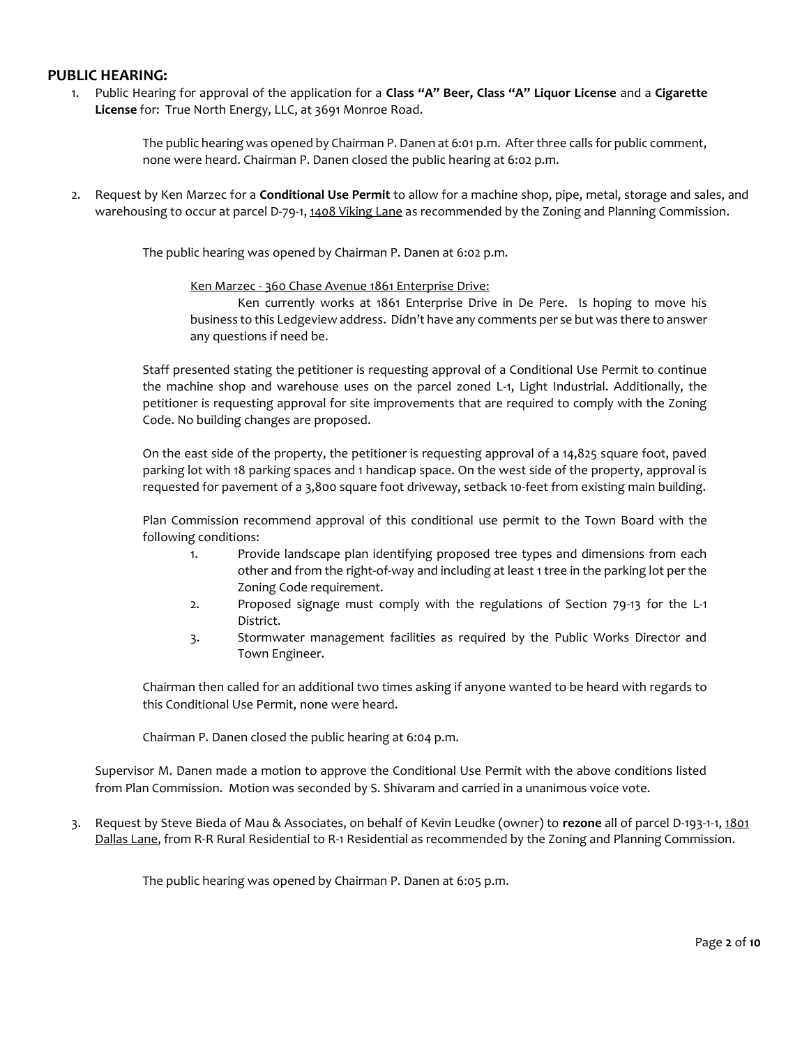## PUBLIC HEARING:

1. Public Hearing for approval of the application for a **Class "A" Beer, Class "A" Liquor License** and a **Cigarette License** for: True North Energy, LLC, at 3691 Monroe Road.

   The public hearing was opened by Chairman P. Danen at 6:01 p.m. After three calls for public comment, none were heard. Chairman P. Danen closed the public hearing at 6:02 p.m.

2. Request by Ken Marzec for a **Conditional Use Permit** to allow for a machine shop, pipe, metal, storage and sales, and warehousing to occur at parcel D-79-1, 1408 Viking Lane as recommended by the Zoning and Planning Commission.

   The public hearing was opened by Chairman P. Danen at 6:02 p.m.

   Ken Marzec - 360 Chase Avenue 1861 Enterprise Drive:
   Ken currently works at 1861 Enterprise Drive in De Pere. Is hoping to move his business to this Ledgeview address. Didn't have any comments per se but was there to answer any questions if need be.

   Staff presented stating the petitioner is requesting approval of a Conditional Use Permit to continue the machine shop and warehouse uses on the parcel zoned L-1, Light Industrial. Additionally, the petitioner is requesting approval for site improvements that are required to comply with the Zoning Code. No building changes are proposed.

   On the east side of the property, the petitioner is requesting approval of a 14,825 square foot, paved parking lot with 18 parking spaces and 1 handicap space. On the west side of the property, approval is requested for pavement of a 3,800 square foot driveway, setback 10-feet from existing main building.

   Plan Commission recommend approval of this conditional use permit to the Town Board with the following conditions:

   1. Provide landscape plan identifying proposed tree types and dimensions from each other and from the right-of-way and including at least 1 tree in the parking lot per the Zoning Code requirement.
   2. Proposed signage must comply with the regulations of Section 79-13 for the L-1 District.
   3. Stormwater management facilities as required by the Public Works Director and Town Engineer.

   Chairman then called for an additional two times asking if anyone wanted to be heard with regards to this Conditional Use Permit, none were heard.

   Chairman P. Danen closed the public hearing at 6:04 p.m.

   Supervisor M. Danen made a motion to approve the Conditional Use Permit with the above conditions listed from Plan Commission. Motion was seconded by S. Shivaram and carried in a unanimous voice vote.

3. Request by Steve Bieda of Mau & Associates, on behalf of Kevin Leudke (owner) to **rezone** all of parcel D-193-1-1, 1801 Dallas Lane, from R-R Rural Residential to R-1 Residential as recommended by the Zoning and Planning Commission.

   The public hearing was opened by Chairman P. Danen at 6:05 p.m.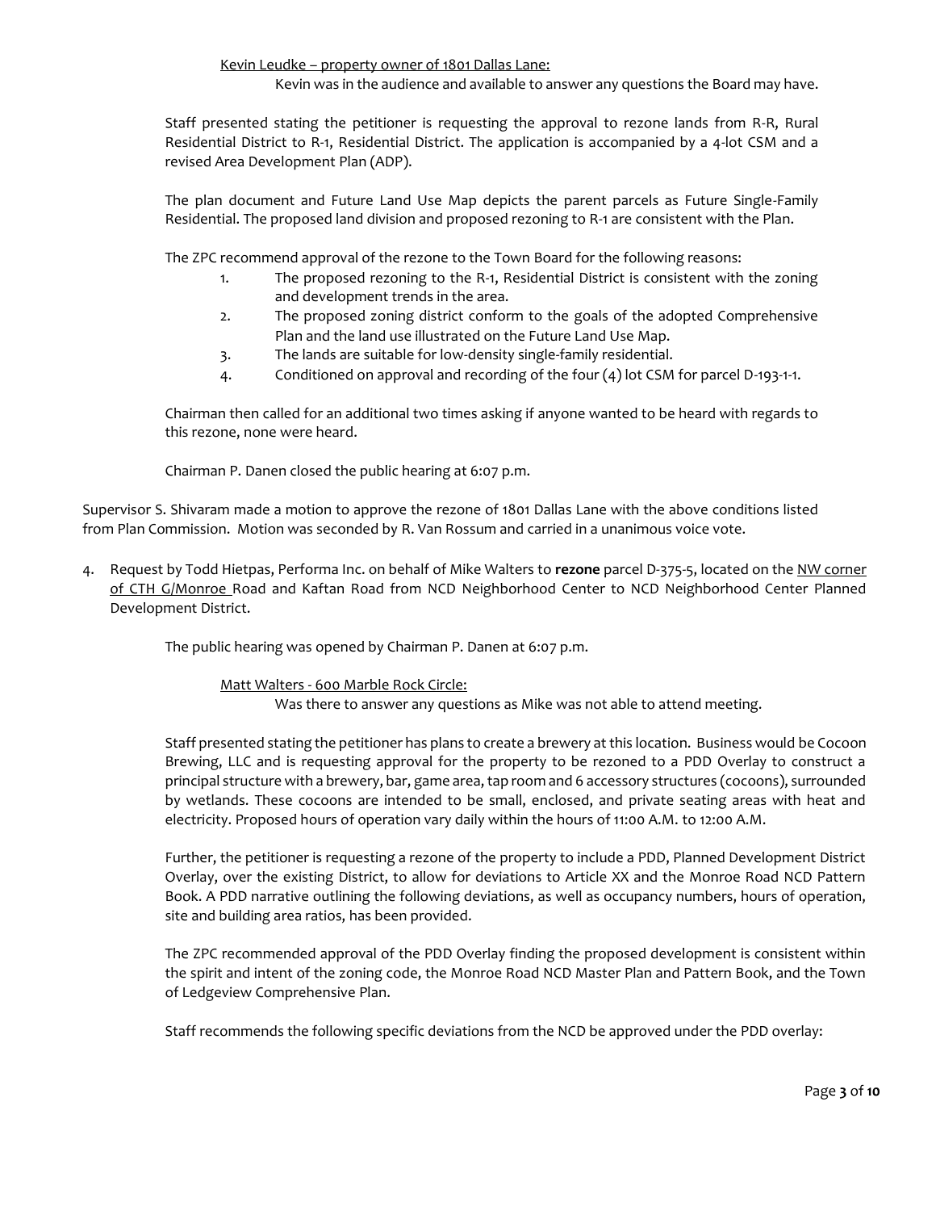Kevin Leudke – property owner of 1801 Dallas Lane:

Kevin was in the audience and available to answer any questions the Board may have.

Staff presented stating the petitioner is requesting the approval to rezone lands from R-R, Rural Residential District to R-1, Residential District. The application is accompanied by a 4-lot CSM and a revised Area Development Plan (ADP).

The plan document and Future Land Use Map depicts the parent parcels as Future Single-Family Residential. The proposed land division and proposed rezoning to R-1 are consistent with the Plan.

The ZPC recommend approval of the rezone to the Town Board for the following reasons:

1. The proposed rezoning to the R-1, Residential District is consistent with the zoning and development trends in the area.
2. The proposed zoning district conform to the goals of the adopted Comprehensive Plan and the land use illustrated on the Future Land Use Map.
3. The lands are suitable for low-density single-family residential.
4. Conditioned on approval and recording of the four (4) lot CSM for parcel D-193-1-1.

Chairman then called for an additional two times asking if anyone wanted to be heard with regards to this rezone, none were heard.

Chairman P. Danen closed the public hearing at 6:07 p.m.

Supervisor S. Shivaram made a motion to approve the rezone of 1801 Dallas Lane with the above conditions listed from Plan Commission. Motion was seconded by R. Van Rossum and carried in a unanimous voice vote.

4. Request by Todd Hietpas, Performa Inc. on behalf of Mike Walters to **rezone** parcel D-375-5, located on the NW corner of CTH G/Monroe Road and Kaftan Road from NCD Neighborhood Center to NCD Neighborhood Center Planned Development District.

The public hearing was opened by Chairman P. Danen at 6:07 p.m.

Matt Walters - 600 Marble Rock Circle:

Was there to answer any questions as Mike was not able to attend meeting.

Staff presented stating the petitioner has plans to create a brewery at this location. Business would be Cocoon Brewing, LLC and is requesting approval for the property to be rezoned to a PDD Overlay to construct a principal structure with a brewery, bar, game area, tap room and 6 accessory structures (cocoons), surrounded by wetlands. These cocoons are intended to be small, enclosed, and private seating areas with heat and electricity. Proposed hours of operation vary daily within the hours of 11:00 A.M. to 12:00 A.M.

Further, the petitioner is requesting a rezone of the property to include a PDD, Planned Development District Overlay, over the existing District, to allow for deviations to Article XX and the Monroe Road NCD Pattern Book. A PDD narrative outlining the following deviations, as well as occupancy numbers, hours of operation, site and building area ratios, has been provided.

The ZPC recommended approval of the PDD Overlay finding the proposed development is consistent within the spirit and intent of the zoning code, the Monroe Road NCD Master Plan and Pattern Book, and the Town of Ledgeview Comprehensive Plan.

Staff recommends the following specific deviations from the NCD be approved under the PDD overlay: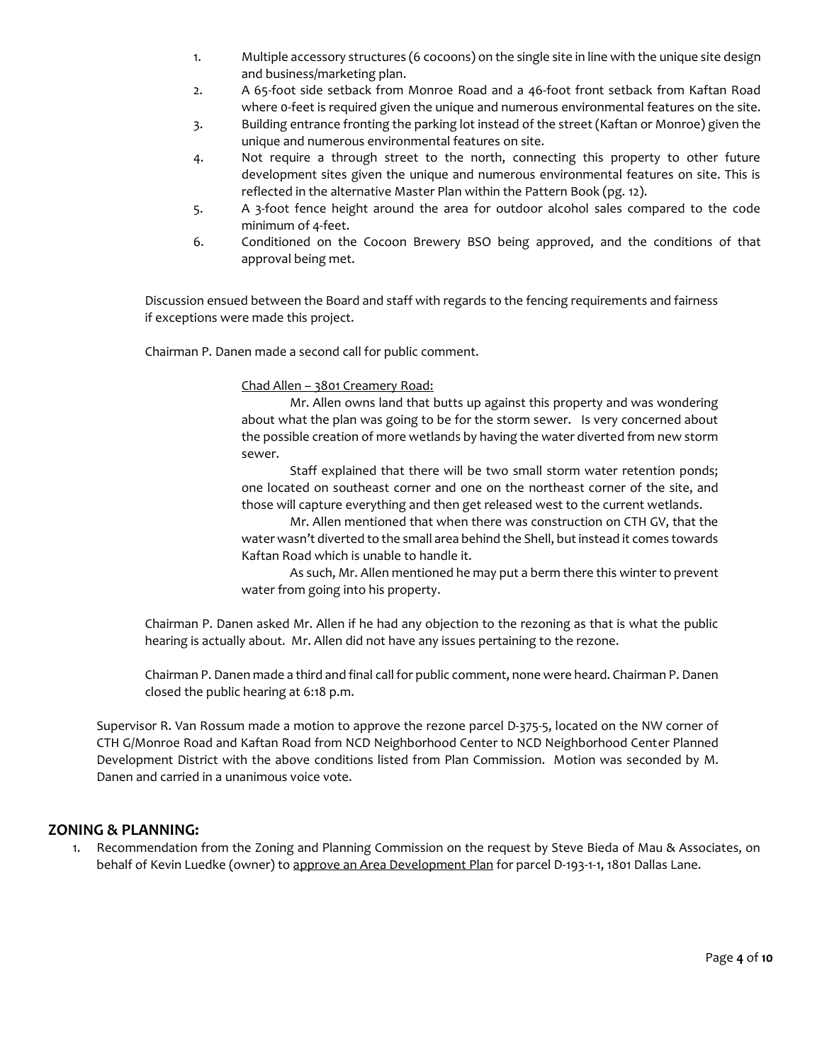1. Multiple accessory structures (6 cocoons) on the single site in line with the unique site design and business/marketing plan.
2. A 65-foot side setback from Monroe Road and a 46-foot front setback from Kaftan Road where 0-feet is required given the unique and numerous environmental features on the site.
3. Building entrance fronting the parking lot instead of the street (Kaftan or Monroe) given the unique and numerous environmental features on site.
4. Not require a through street to the north, connecting this property to other future development sites given the unique and numerous environmental features on site. This is reflected in the alternative Master Plan within the Pattern Book (pg. 12).
5. A 3-foot fence height around the area for outdoor alcohol sales compared to the code minimum of 4-feet.
6. Conditioned on the Cocoon Brewery BSO being approved, and the conditions of that approval being met.

Discussion ensued between the Board and staff with regards to the fencing requirements and fairness if exceptions were made this project.

Chairman P. Danen made a second call for public comment.

Chad Allen – 3801 Creamery Road:

Mr. Allen owns land that butts up against this property and was wondering about what the plan was going to be for the storm sewer. Is very concerned about the possible creation of more wetlands by having the water diverted from new storm sewer.

Staff explained that there will be two small storm water retention ponds; one located on southeast corner and one on the northeast corner of the site, and those will capture everything and then get released west to the current wetlands.

Mr. Allen mentioned that when there was construction on CTH GV, that the water wasn't diverted to the small area behind the Shell, but instead it comes towards Kaftan Road which is unable to handle it.

As such, Mr. Allen mentioned he may put a berm there this winter to prevent water from going into his property.

Chairman P. Danen asked Mr. Allen if he had any objection to the rezoning as that is what the public hearing is actually about. Mr. Allen did not have any issues pertaining to the rezone.

Chairman P. Danen made a third and final call for public comment, none were heard. Chairman P. Danen closed the public hearing at 6:18 p.m.

Supervisor R. Van Rossum made a motion to approve the rezone parcel D-375-5, located on the NW corner of CTH G/Monroe Road and Kaftan Road from NCD Neighborhood Center to NCD Neighborhood Center Planned Development District with the above conditions listed from Plan Commission. Motion was seconded by M. Danen and carried in a unanimous voice vote.

## ZONING & PLANNING:

1. Recommendation from the Zoning and Planning Commission on the request by Steve Bieda of Mau & Associates, on behalf of Kevin Luedke (owner) to approve an Area Development Plan for parcel D-193-1-1, 1801 Dallas Lane.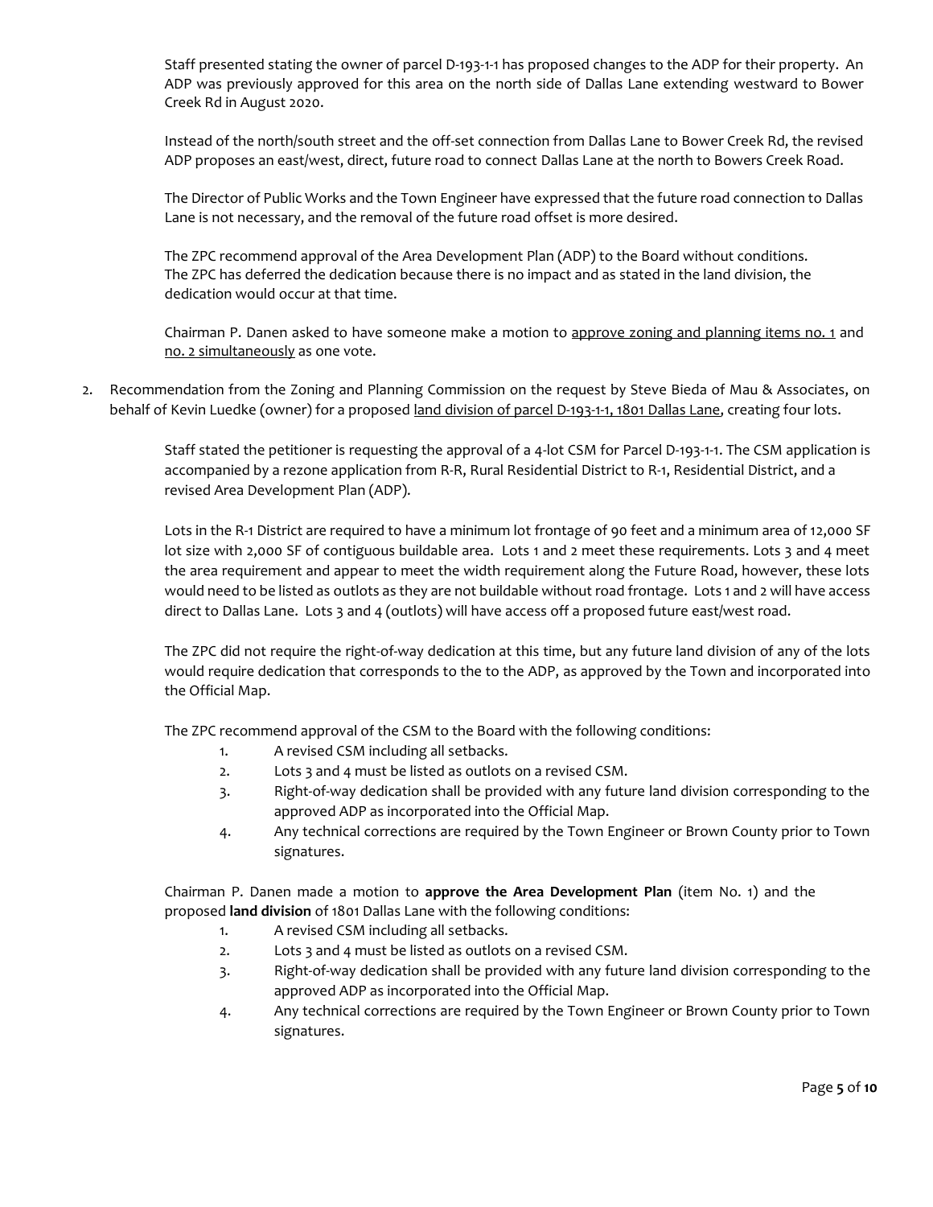Staff presented stating the owner of parcel D-193-1-1 has proposed changes to the ADP for their property. An ADP was previously approved for this area on the north side of Dallas Lane extending westward to Bower Creek Rd in August 2020.

Instead of the north/south street and the off-set connection from Dallas Lane to Bower Creek Rd, the revised ADP proposes an east/west, direct, future road to connect Dallas Lane at the north to Bowers Creek Road.

The Director of Public Works and the Town Engineer have expressed that the future road connection to Dallas Lane is not necessary, and the removal of the future road offset is more desired.

The ZPC recommend approval of the Area Development Plan (ADP) to the Board without conditions. The ZPC has deferred the dedication because there is no impact and as stated in the land division, the dedication would occur at that time.

Chairman P. Danen asked to have someone make a motion to <u>approve zoning and planning items no. 1</u> and <u>no. 2 simultaneously</u> as one vote.

2. Recommendation from the Zoning and Planning Commission on the request by Steve Bieda of Mau & Associates, on behalf of Kevin Luedke (owner) for a proposed <u>land division of parcel D-193-1-1, 1801 Dallas Lane</u>, creating four lots.

   Staff stated the petitioner is requesting the approval of a 4-lot CSM for Parcel D-193-1-1. The CSM application is accompanied by a rezone application from R-R, Rural Residential District to R-1, Residential District, and a revised Area Development Plan (ADP).

   Lots in the R-1 District are required to have a minimum lot frontage of 90 feet and a minimum area of 12,000 SF lot size with 2,000 SF of contiguous buildable area. Lots 1 and 2 meet these requirements. Lots 3 and 4 meet the area requirement and appear to meet the width requirement along the Future Road, however, these lots would need to be listed as outlots as they are not buildable without road frontage. Lots 1 and 2 will have access direct to Dallas Lane. Lots 3 and 4 (outlots) will have access off a proposed future east/west road.

   The ZPC did not require the right-of-way dedication at this time, but any future land division of any of the lots would require dedication that corresponds to the to the ADP, as approved by the Town and incorporated into the Official Map.

   The ZPC recommend approval of the CSM to the Board with the following conditions:

   1. A revised CSM including all setbacks.
   2. Lots 3 and 4 must be listed as outlots on a revised CSM.
   3. Right-of-way dedication shall be provided with any future land division corresponding to the approved ADP as incorporated into the Official Map.
   4. Any technical corrections are required by the Town Engineer or Brown County prior to Town signatures.

   Chairman P. Danen made a motion to **approve the Area Development Plan** (item No. 1) and the proposed **land division** of 1801 Dallas Lane with the following conditions:

   1. A revised CSM including all setbacks.
   2. Lots 3 and 4 must be listed as outlots on a revised CSM.
   3. Right-of-way dedication shall be provided with any future land division corresponding to the approved ADP as incorporated into the Official Map.
   4. Any technical corrections are required by the Town Engineer or Brown County prior to Town signatures.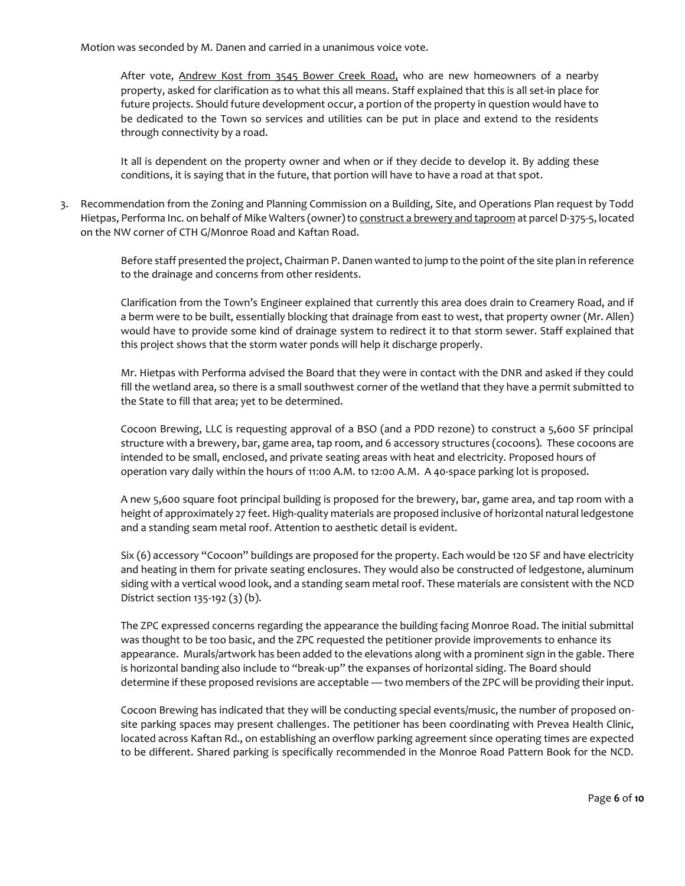Motion was seconded by M. Danen and carried in a unanimous voice vote.

> After vote, Andrew Kost from 3545 Bower Creek Road, who are new homeowners of a nearby property, asked for clarification as to what this all means. Staff explained that this is all set-in place for future projects. Should future development occur, a portion of the property in question would have to be dedicated to the Town so services and utilities can be put in place and extend to the residents through connectivity by a road.
>
> It all is dependent on the property owner and when or if they decide to develop it. By adding these conditions, it is saying that in the future, that portion will have to have a road at that spot.

3. Recommendation from the Zoning and Planning Commission on a Building, Site, and Operations Plan request by Todd Hietpas, Performa Inc. on behalf of Mike Walters (owner) to construct a brewery and taproom at parcel D-375-5, located on the NW corner of CTH G/Monroe Road and Kaftan Road.

   Before staff presented the project, Chairman P. Danen wanted to jump to the point of the site plan in reference to the drainage and concerns from other residents.

   Clarification from the Town's Engineer explained that currently this area does drain to Creamery Road, and if a berm were to be built, essentially blocking that drainage from east to west, that property owner (Mr. Allen) would have to provide some kind of drainage system to redirect it to that storm sewer. Staff explained that this project shows that the storm water ponds will help it discharge properly.

   Mr. Hietpas with Performa advised the Board that they were in contact with the DNR and asked if they could fill the wetland area, so there is a small southwest corner of the wetland that they have a permit submitted to the State to fill that area; yet to be determined.

   Cocoon Brewing, LLC is requesting approval of a BSO (and a PDD rezone) to construct a 5,600 SF principal structure with a brewery, bar, game area, tap room, and 6 accessory structures (cocoons). These cocoons are intended to be small, enclosed, and private seating areas with heat and electricity. Proposed hours of operation vary daily within the hours of 11:00 A.M. to 12:00 A.M. A 40-space parking lot is proposed.

   A new 5,600 square foot principal building is proposed for the brewery, bar, game area, and tap room with a height of approximately 27 feet. High-quality materials are proposed inclusive of horizontal natural ledgestone and a standing seam metal roof. Attention to aesthetic detail is evident.

   Six (6) accessory "Cocoon" buildings are proposed for the property. Each would be 120 SF and have electricity and heating in them for private seating enclosures. They would also be constructed of ledgestone, aluminum siding with a vertical wood look, and a standing seam metal roof. These materials are consistent with the NCD District section 135-192 (3) (b).

   The ZPC expressed concerns regarding the appearance the building facing Monroe Road. The initial submittal was thought to be too basic, and the ZPC requested the petitioner provide improvements to enhance its appearance. Murals/artwork has been added to the elevations along with a prominent sign in the gable. There is horizontal banding also include to "break-up" the expanses of horizontal siding. The Board should determine if these proposed revisions are acceptable — two members of the ZPC will be providing their input.

   Cocoon Brewing has indicated that they will be conducting special events/music, the number of proposed on-site parking spaces may present challenges. The petitioner has been coordinating with Prevea Health Clinic, located across Kaftan Rd., on establishing an overflow parking agreement since operating times are expected to be different. Shared parking is specifically recommended in the Monroe Road Pattern Book for the NCD.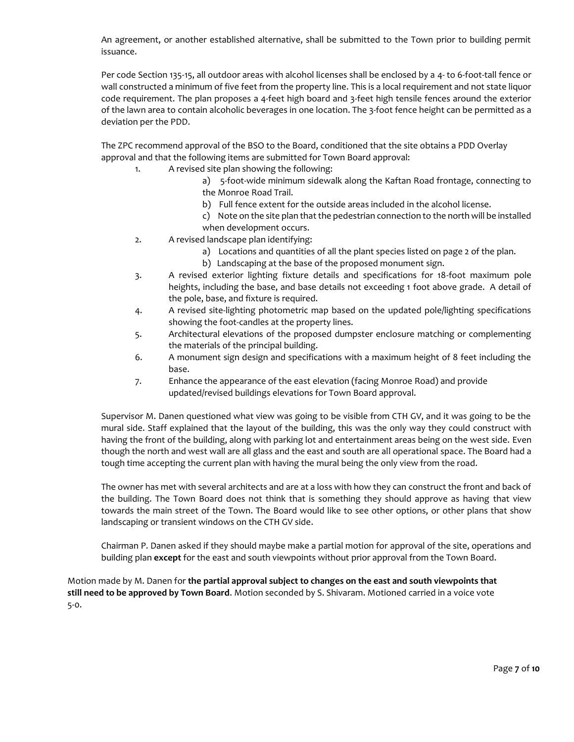An agreement, or another established alternative, shall be submitted to the Town prior to building permit issuance.

Per code Section 135-15, all outdoor areas with alcohol licenses shall be enclosed by a 4- to 6-foot-tall fence or wall constructed a minimum of five feet from the property line. This is a local requirement and not state liquor code requirement. The plan proposes a 4-feet high board and 3-feet high tensile fences around the exterior of the lawn area to contain alcoholic beverages in one location. The 3-foot fence height can be permitted as a deviation per the PDD.

The ZPC recommend approval of the BSO to the Board, conditioned that the site obtains a PDD Overlay approval and that the following items are submitted for Town Board approval:

1. A revised site plan showing the following:
   a) 5-foot-wide minimum sidewalk along the Kaftan Road frontage, connecting to the Monroe Road Trail.
   b) Full fence extent for the outside areas included in the alcohol license.
   c) Note on the site plan that the pedestrian connection to the north will be installed when development occurs.
2. A revised landscape plan identifying:
   a) Locations and quantities of all the plant species listed on page 2 of the plan.
   b) Landscaping at the base of the proposed monument sign.
3. A revised exterior lighting fixture details and specifications for 18-foot maximum pole heights, including the base, and base details not exceeding 1 foot above grade. A detail of the pole, base, and fixture is required.
4. A revised site-lighting photometric map based on the updated pole/lighting specifications showing the foot-candles at the property lines.
5. Architectural elevations of the proposed dumpster enclosure matching or complementing the materials of the principal building.
6. A monument sign design and specifications with a maximum height of 8 feet including the base.
7. Enhance the appearance of the east elevation (facing Monroe Road) and provide updated/revised buildings elevations for Town Board approval.

Supervisor M. Danen questioned what view was going to be visible from CTH GV, and it was going to be the mural side. Staff explained that the layout of the building, this was the only way they could construct with having the front of the building, along with parking lot and entertainment areas being on the west side. Even though the north and west wall are all glass and the east and south are all operational space. The Board had a tough time accepting the current plan with having the mural being the only view from the road.

The owner has met with several architects and are at a loss with how they can construct the front and back of the building. The Town Board does not think that is something they should approve as having that view towards the main street of the Town. The Board would like to see other options, or other plans that show landscaping or transient windows on the CTH GV side.

Chairman P. Danen asked if they should maybe make a partial motion for approval of the site, operations and building plan **except** for the east and south viewpoints without prior approval from the Town Board.

Motion made by M. Danen for **the partial approval subject to changes on the east and south viewpoints that still need to be approved by Town Board**. Motion seconded by S. Shivaram. Motioned carried in a voice vote 5-0.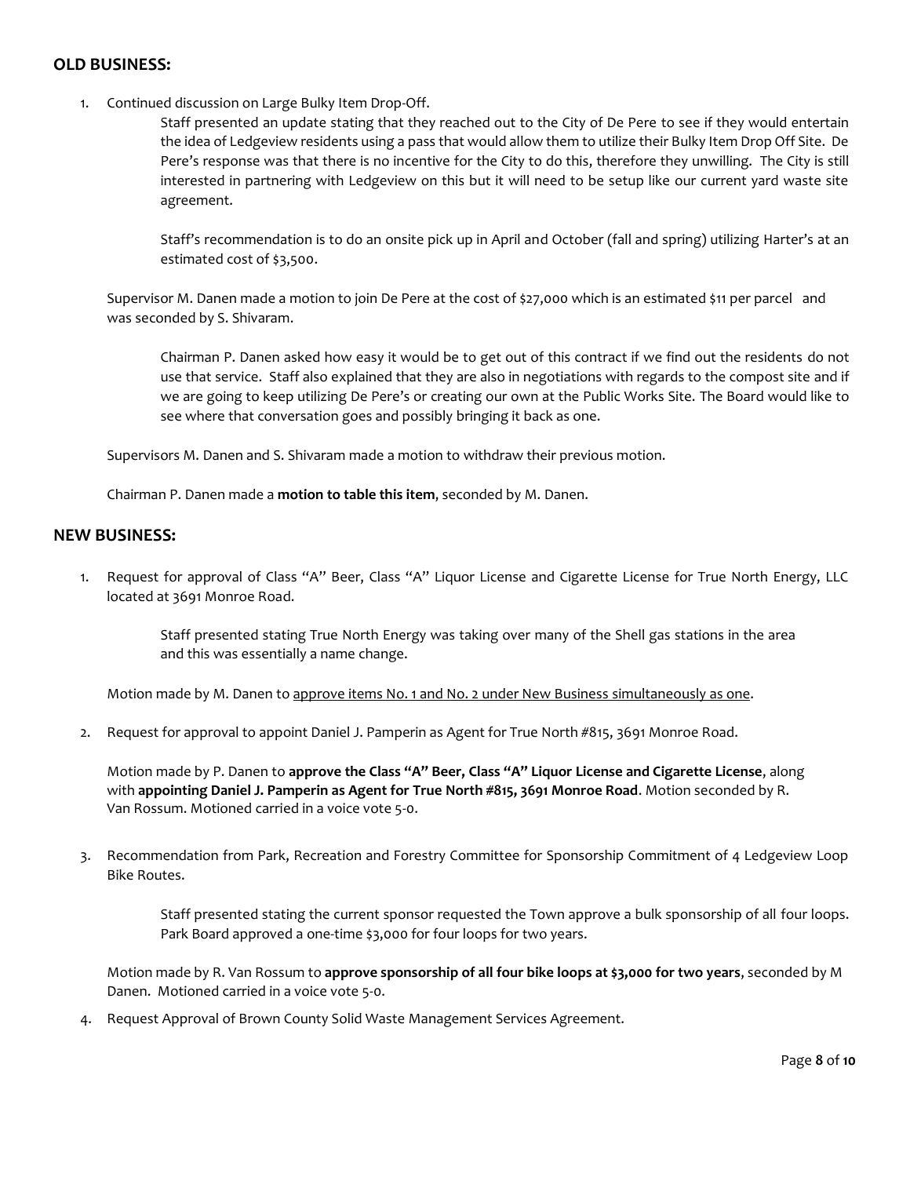## OLD BUSINESS:

1. Continued discussion on Large Bulky Item Drop-Off.

   Staff presented an update stating that they reached out to the City of De Pere to see if they would entertain the idea of Ledgeview residents using a pass that would allow them to utilize their Bulky Item Drop Off Site. De Pere's response was that there is no incentive for the City to do this, therefore they unwilling. The City is still interested in partnering with Ledgeview on this but it will need to be setup like our current yard waste site agreement.

   Staff's recommendation is to do an onsite pick up in April and October (fall and spring) utilizing Harter's at an estimated cost of $3,500.

   Supervisor M. Danen made a motion to join De Pere at the cost of $27,000 which is an estimated $11 per parcel and was seconded by S. Shivaram.

   Chairman P. Danen asked how easy it would be to get out of this contract if we find out the residents do not use that service. Staff also explained that they are also in negotiations with regards to the compost site and if we are going to keep utilizing De Pere's or creating our own at the Public Works Site. The Board would like to see where that conversation goes and possibly bringing it back as one.

   Supervisors M. Danen and S. Shivaram made a motion to withdraw their previous motion.

   Chairman P. Danen made a **motion to table this item**, seconded by M. Danen.

## NEW BUSINESS:

1. Request for approval of Class "A" Beer, Class "A" Liquor License and Cigarette License for True North Energy, LLC located at 3691 Monroe Road.

   Staff presented stating True North Energy was taking over many of the Shell gas stations in the area and this was essentially a name change.

   Motion made by M. Danen to approve items No. 1 and No. 2 under New Business simultaneously as one.

2. Request for approval to appoint Daniel J. Pamperin as Agent for True North #815, 3691 Monroe Road.

   Motion made by P. Danen to **approve the Class "A" Beer, Class "A" Liquor License and Cigarette License**, along with **appointing Daniel J. Pamperin as Agent for True North #815, 3691 Monroe Road**. Motion seconded by R. Van Rossum. Motioned carried in a voice vote 5-0.

3. Recommendation from Park, Recreation and Forestry Committee for Sponsorship Commitment of 4 Ledgeview Loop Bike Routes.

   Staff presented stating the current sponsor requested the Town approve a bulk sponsorship of all four loops. Park Board approved a one-time $3,000 for four loops for two years.

   Motion made by R. Van Rossum to **approve sponsorship of all four bike loops at $3,000 for two years**, seconded by M Danen. Motioned carried in a voice vote 5-0.

4. Request Approval of Brown County Solid Waste Management Services Agreement.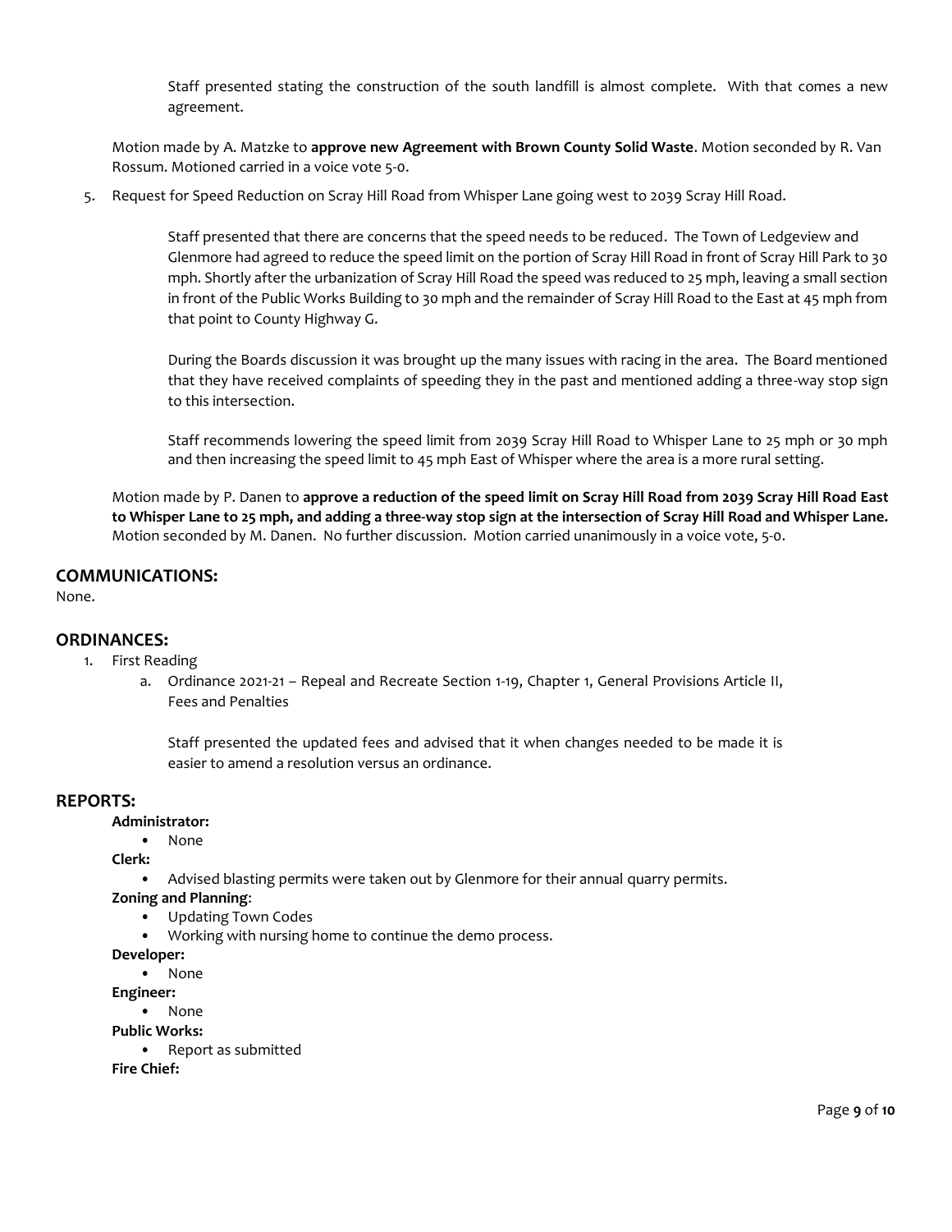Staff presented stating the construction of the south landfill is almost complete. With that comes a new agreement.

Motion made by A. Matzke to **approve new Agreement with Brown County Solid Waste**. Motion seconded by R. Van Rossum. Motioned carried in a voice vote 5-0.

5. Request for Speed Reduction on Scray Hill Road from Whisper Lane going west to 2039 Scray Hill Road.

   Staff presented that there are concerns that the speed needs to be reduced. The Town of Ledgeview and Glenmore had agreed to reduce the speed limit on the portion of Scray Hill Road in front of Scray Hill Park to 30 mph. Shortly after the urbanization of Scray Hill Road the speed was reduced to 25 mph, leaving a small section in front of the Public Works Building to 30 mph and the remainder of Scray Hill Road to the East at 45 mph from that point to County Highway G.

   During the Boards discussion it was brought up the many issues with racing in the area. The Board mentioned that they have received complaints of speeding they in the past and mentioned adding a three-way stop sign to this intersection.

   Staff recommends lowering the speed limit from 2039 Scray Hill Road to Whisper Lane to 25 mph or 30 mph and then increasing the speed limit to 45 mph East of Whisper where the area is a more rural setting.

Motion made by P. Danen to **approve a reduction of the speed limit on Scray Hill Road from 2039 Scray Hill Road East to Whisper Lane to 25 mph, and adding a three-way stop sign at the intersection of Scray Hill Road and Whisper Lane.** Motion seconded by M. Danen. No further discussion. Motion carried unanimously in a voice vote, 5-0.

## COMMUNICATIONS:

None.

## ORDINANCES:

1. First Reading
   a. Ordinance 2021-21 – Repeal and Recreate Section 1-19, Chapter 1, General Provisions Article II, Fees and Penalties

      Staff presented the updated fees and advised that it when changes needed to be made it is easier to amend a resolution versus an ordinance.

## REPORTS:

**Administrator:**
- None

**Clerk:**
- Advised blasting permits were taken out by Glenmore for their annual quarry permits.

**Zoning and Planning**:
- Updating Town Codes
- Working with nursing home to continue the demo process.

**Developer:**
- None

**Engineer:**
- None

**Public Works:**
- Report as submitted

**Fire Chief:**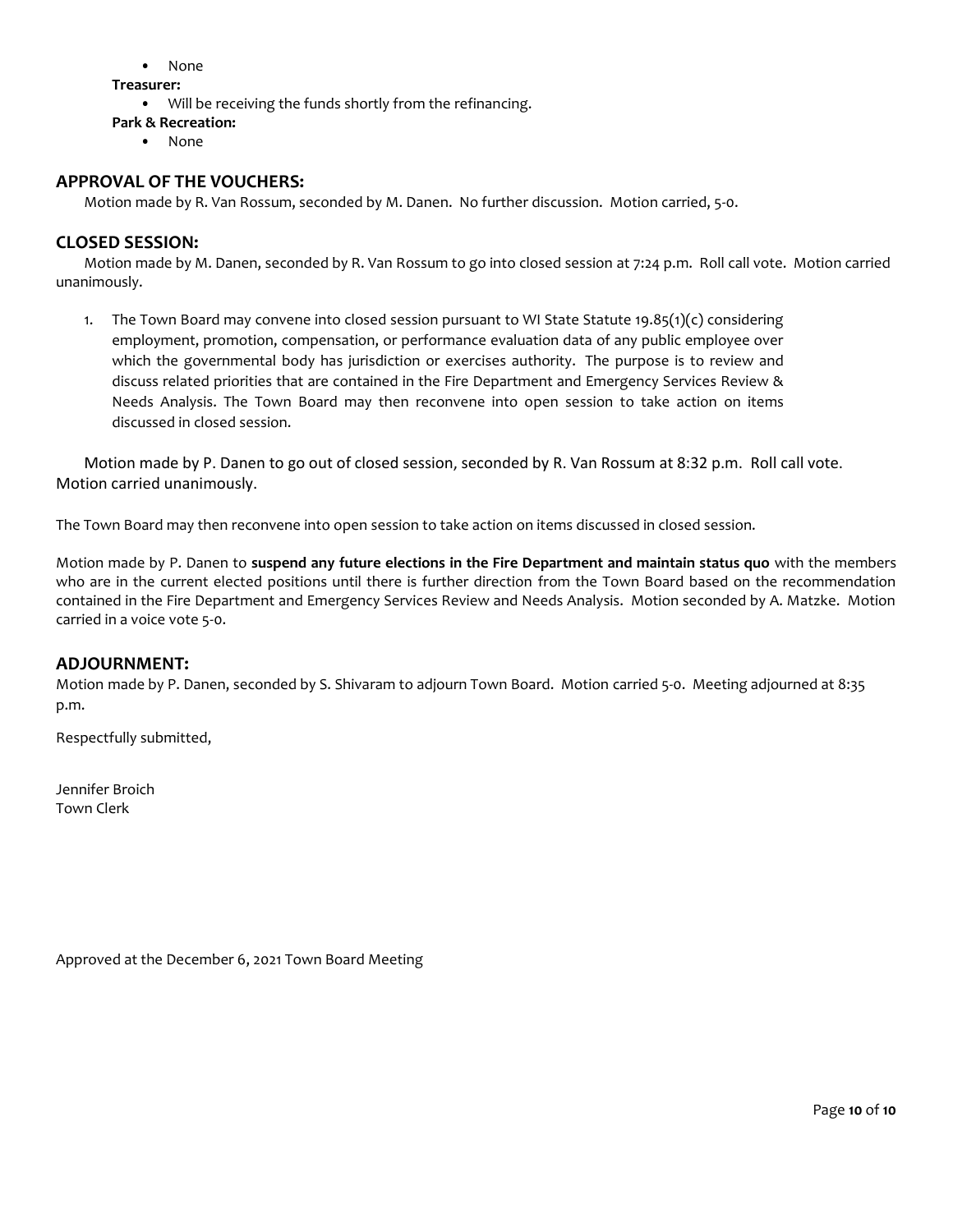- None

**Treasurer:**

- Will be receiving the funds shortly from the refinancing.

**Park & Recreation:**

- None

## APPROVAL OF THE VOUCHERS:

Motion made by R. Van Rossum, seconded by M. Danen. No further discussion. Motion carried, 5-0.

## CLOSED SESSION:

Motion made by M. Danen, seconded by R. Van Rossum to go into closed session at 7:24 p.m. Roll call vote. Motion carried unanimously.

1. The Town Board may convene into closed session pursuant to WI State Statute 19.85(1)(c) considering employment, promotion, compensation, or performance evaluation data of any public employee over which the governmental body has jurisdiction or exercises authority. The purpose is to review and discuss related priorities that are contained in the Fire Department and Emergency Services Review & Needs Analysis. The Town Board may then reconvene into open session to take action on items discussed in closed session.

Motion made by P. Danen to go out of closed session, seconded by R. Van Rossum at 8:32 p.m. Roll call vote. Motion carried unanimously.

The Town Board may then reconvene into open session to take action on items discussed in closed session.

Motion made by P. Danen to **suspend any future elections in the Fire Department and maintain status quo** with the members who are in the current elected positions until there is further direction from the Town Board based on the recommendation contained in the Fire Department and Emergency Services Review and Needs Analysis. Motion seconded by A. Matzke. Motion carried in a voice vote 5-0.

## ADJOURNMENT:

Motion made by P. Danen, seconded by S. Shivaram to adjourn Town Board. Motion carried 5-0. Meeting adjourned at 8:35 p.m.

Respectfully submitted,

Jennifer Broich
Town Clerk

Approved at the December 6, 2021 Town Board Meeting